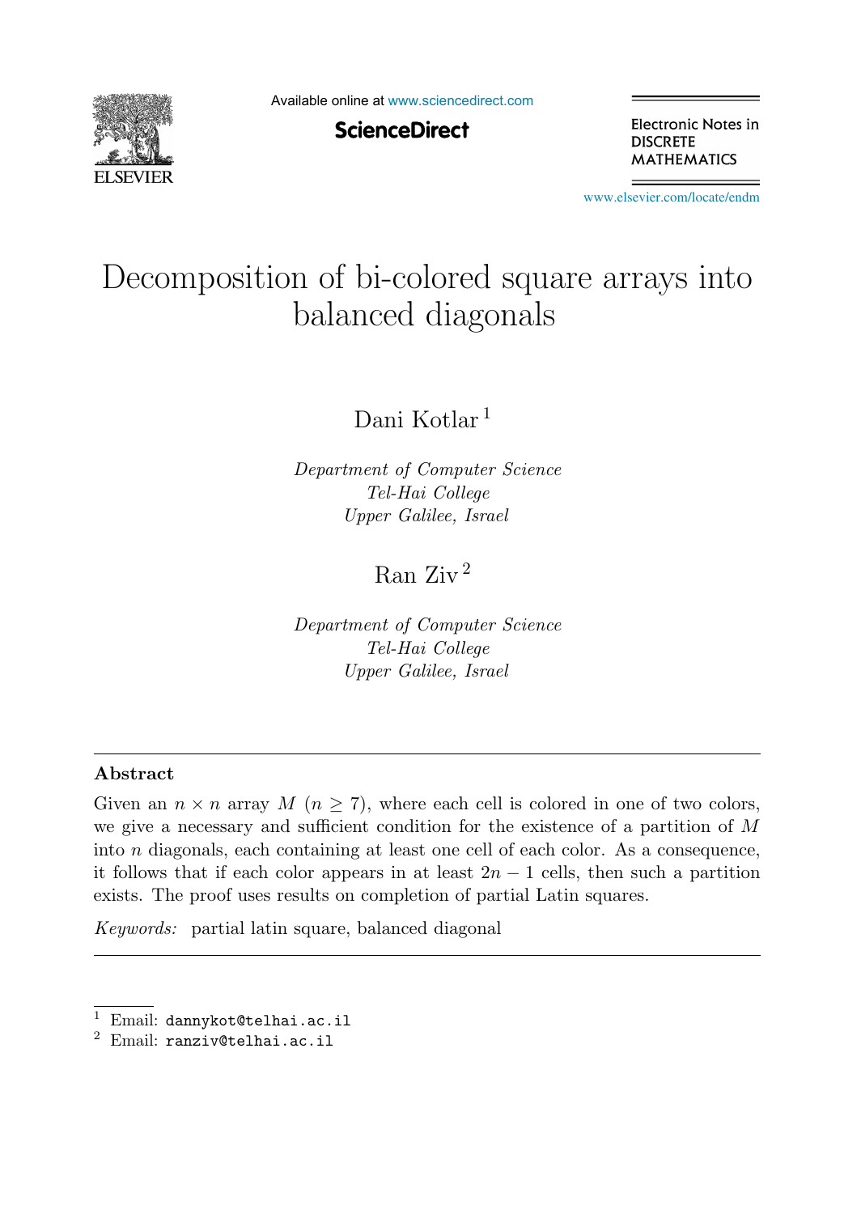# Decomposition of bi-colored square arrays into balanced diagonals

Dani Kotlar [1]

*Department of Computer Science*
*Tel-Hai College*
*Upper Galilee, Israel*

Ran Ziv [2]

*Department of Computer Science*
*Tel-Hai College*
*Upper Galilee, Israel*

## Abstract

Given an $n \times n$ array $M$ ($n \geq 7$), where each cell is colored in one of two colors, we give a necessary and sufficient condition for the existence of a partition of $M$ into $n$ diagonals, each containing at least one cell of each color. As a consequence, it follows that if each color appears in at least $2n - 1$ cells, then such a partition exists. The proof uses results on completion of partial Latin squares.

*Keywords:* partial latin square, balanced diagonal

---

[1] Email: `dannykot@telhai.ac.il`

[2] Email: `ranziv@telhai.ac.il`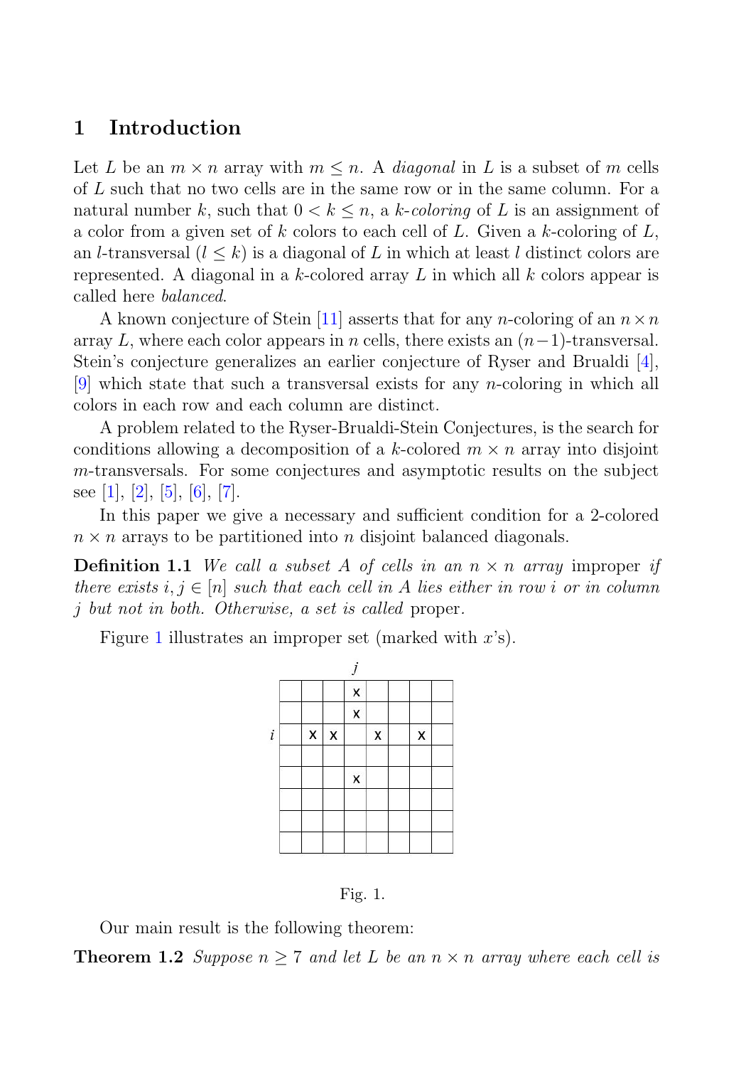## 1 Introduction

Let $L$ be an $m \times n$ array with $m \leq n$. A *diagonal* in $L$ is a subset of $m$ cells of $L$ such that no two cells are in the same row or in the same column. For a natural number $k$, such that $0 < k \leq n$, a *$k$-coloring* of $L$ is an assignment of a color from a given set of $k$ colors to each cell of $L$. Given a $k$-coloring of $L$, an $l$-transversal ($l \leq k$) is a diagonal of $L$ in which at least $l$ distinct colors are represented. A diagonal in a $k$-colored array $L$ in which all $k$ colors appear is called here *balanced*.

A known conjecture of Stein [11] asserts that for any $n$-coloring of an $n \times n$ array $L$, where each color appears in $n$ cells, there exists an $(n-1)$-transversal. Stein's conjecture generalizes an earlier conjecture of Ryser and Brualdi [4], [9] which state that such a transversal exists for any $n$-coloring in which all colors in each row and each column are distinct.

A problem related to the Ryser-Brualdi-Stein Conjectures, is the search for conditions allowing a decomposition of a $k$-colored $m \times n$ array into disjoint $m$-transversals. For some conjectures and asymptotic results on the subject see [1], [2], [5], [6], [7].

In this paper we give a necessary and sufficient condition for a 2-colored $n \times n$ arrays to be partitioned into $n$ disjoint balanced diagonals.

**Definition 1.1** *We call a subset $A$ of cells in an $n \times n$ array* improper *if there exists $i, j \in [n]$ such that each cell in $A$ lies either in row $i$ or in column $j$ but not in both. Otherwise, a set is called* proper.

Figure 1 illustrates an improper set (marked with $x$'s).

| | | | | $j$ | | | | |
|---|---|---|---|---|---|---|---|---|
| | | | | x | | | | |
| | | | | x | | | | |
| $i$ | | x | x | | x | | x | |
| | | | | | | | | |
| | | | | x | | | | |
| | | | | | | | | |
| | | | | | | | | |
| | | | | | | | | |

Fig. 1.

Our main result is the following theorem:

**Theorem 1.2** *Suppose $n \geq 7$ and let $L$ be an $n \times n$ array where each cell is*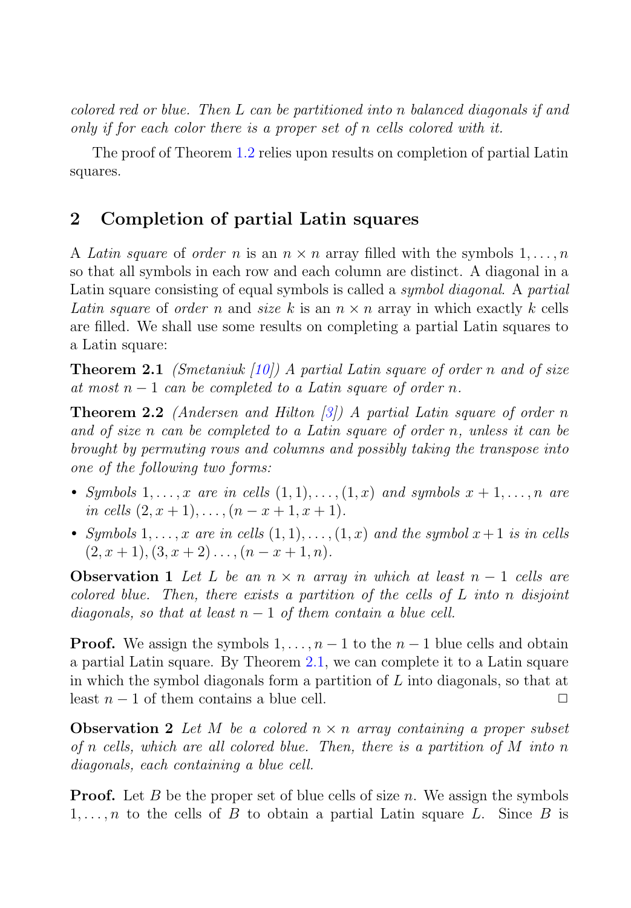*colored red or blue. Then $L$ can be partitioned into $n$ balanced diagonals if and only if for each color there is a proper set of $n$ cells colored with it.*

The proof of Theorem 1.2 relies upon results on completion of partial Latin squares.

## 2 Completion of partial Latin squares

A *Latin square* of *order* $n$ is an $n \times n$ array filled with the symbols $1, \ldots, n$ so that all symbols in each row and each column are distinct. A diagonal in a Latin square consisting of equal symbols is called a *symbol diagonal*. A *partial Latin square* of *order* $n$ and *size* $k$ is an $n \times n$ array in which exactly $k$ cells are filled. We shall use some results on completing a partial Latin squares to a Latin square:

**Theorem 2.1** *(Smetaniuk [10]) A partial Latin square of order $n$ and of size at most $n-1$ can be completed to a Latin square of order $n$.*

**Theorem 2.2** *(Andersen and Hilton [3]) A partial Latin square of order $n$ and of size $n$ can be completed to a Latin square of order $n$, unless it can be brought by permuting rows and columns and possibly taking the transpose into one of the following two forms:*

- *Symbols $1, \ldots, x$ are in cells $(1,1), \ldots, (1,x)$ and symbols $x+1, \ldots, n$ are in cells $(2, x+1), \ldots, (n-x+1, x+1)$.*
- *Symbols $1, \ldots, x$ are in cells $(1,1), \ldots, (1,x)$ and the symbol $x+1$ is in cells $(2, x+1), (3, x+2) \ldots, (n-x+1, n)$.*

**Observation 1** *Let $L$ be an $n \times n$ array in which at least $n-1$ cells are colored blue. Then, there exists a partition of the cells of $L$ into $n$ disjoint diagonals, so that at least $n-1$ of them contain a blue cell.*

**Proof.** We assign the symbols $1, \ldots, n-1$ to the $n-1$ blue cells and obtain a partial Latin square. By Theorem 2.1, we can complete it to a Latin square in which the symbol diagonals form a partition of $L$ into diagonals, so that at least $n-1$ of them contains a blue cell. $\square$

**Observation 2** *Let $M$ be a colored $n \times n$ array containing a proper subset of $n$ cells, which are all colored blue. Then, there is a partition of $M$ into $n$ diagonals, each containing a blue cell.*

**Proof.** Let $B$ be the proper set of blue cells of size $n$. We assign the symbols $1, \ldots, n$ to the cells of $B$ to obtain a partial Latin square $L$. Since $B$ is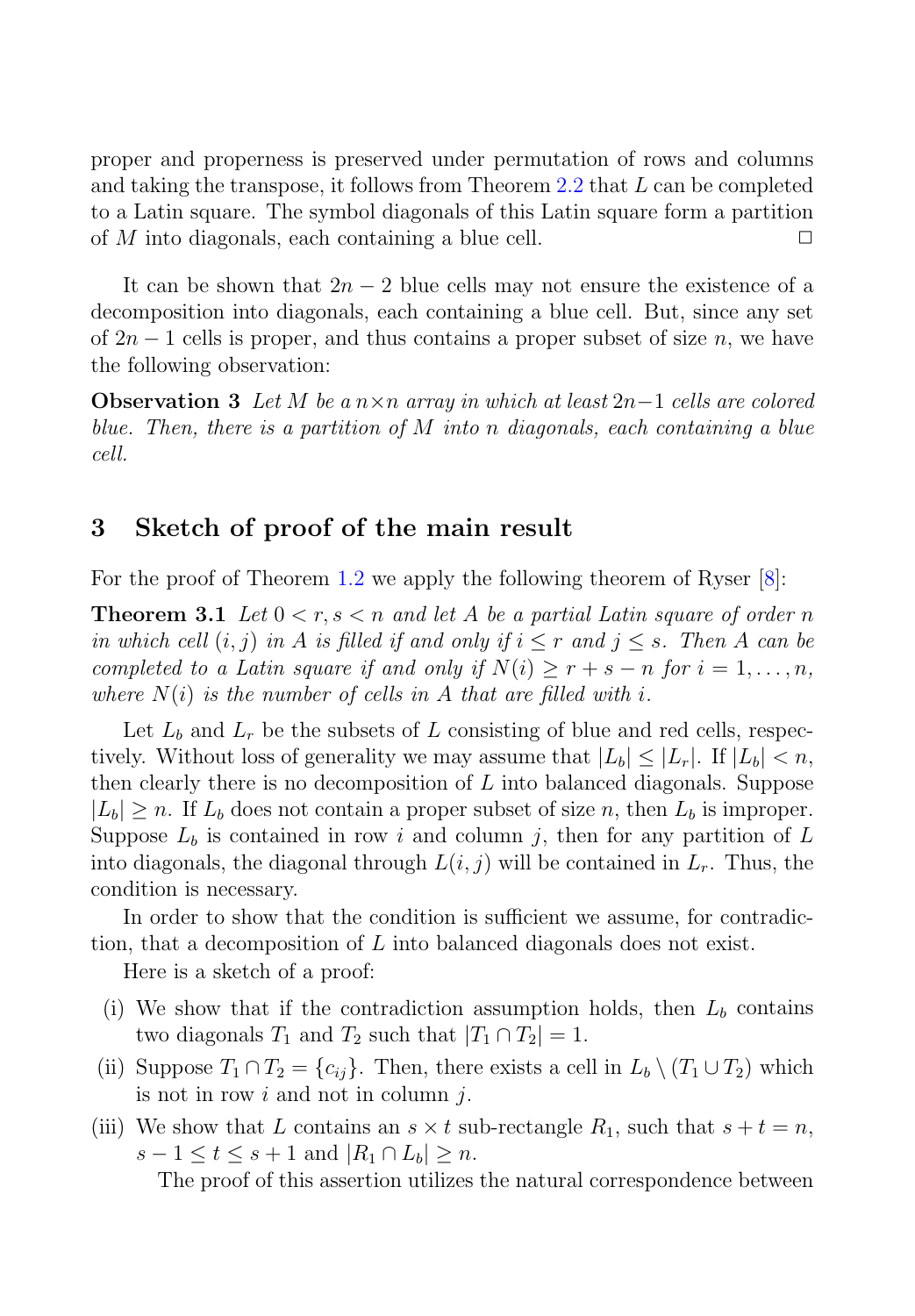proper and properness is preserved under permutation of rows and columns and taking the transpose, it follows from Theorem 2.2 that $L$ can be completed to a Latin square. The symbol diagonals of this Latin square form a partition of $M$ into diagonals, each containing a blue cell. □

It can be shown that $2n-2$ blue cells may not ensure the existence of a decomposition into diagonals, each containing a blue cell. But, since any set of $2n-1$ cells is proper, and thus contains a proper subset of size $n$, we have the following observation:

**Observation 3** *Let $M$ be a $n \times n$ array in which at least $2n-1$ cells are colored blue. Then, there is a partition of $M$ into $n$ diagonals, each containing a blue cell.*

## 3 Sketch of proof of the main result

For the proof of Theorem 1.2 we apply the following theorem of Ryser [8]:

**Theorem 3.1** *Let $0 < r, s < n$ and let $A$ be a partial Latin square of order $n$ in which cell $(i,j)$ in $A$ is filled if and only if $i \leq r$ and $j \leq s$. Then $A$ can be completed to a Latin square if and only if $N(i) \geq r + s - n$ for $i = 1, \ldots, n$, where $N(i)$ is the number of cells in $A$ that are filled with $i$.*

Let $L_b$ and $L_r$ be the subsets of $L$ consisting of blue and red cells, respectively. Without loss of generality we may assume that $|L_b| \leq |L_r|$. If $|L_b| < n$, then clearly there is no decomposition of $L$ into balanced diagonals. Suppose $|L_b| \geq n$. If $L_b$ does not contain a proper subset of size $n$, then $L_b$ is improper. Suppose $L_b$ is contained in row $i$ and column $j$, then for any partition of $L$ into diagonals, the diagonal through $L(i,j)$ will be contained in $L_r$. Thus, the condition is necessary.

In order to show that the condition is sufficient we assume, for contradiction, that a decomposition of $L$ into balanced diagonals does not exist.

Here is a sketch of a proof:

(i) We show that if the contradiction assumption holds, then $L_b$ contains two diagonals $T_1$ and $T_2$ such that $|T_1 \cap T_2| = 1$.

(ii) Suppose $T_1 \cap T_2 = \{c_{ij}\}$. Then, there exists a cell in $L_b \setminus (T_1 \cup T_2)$ which is not in row $i$ and not in column $j$.

(iii) We show that $L$ contains an $s \times t$ sub-rectangle $R_1$, such that $s + t = n$, $s - 1 \leq t \leq s + 1$ and $|R_1 \cap L_b| \geq n$.

The proof of this assertion utilizes the natural correspondence between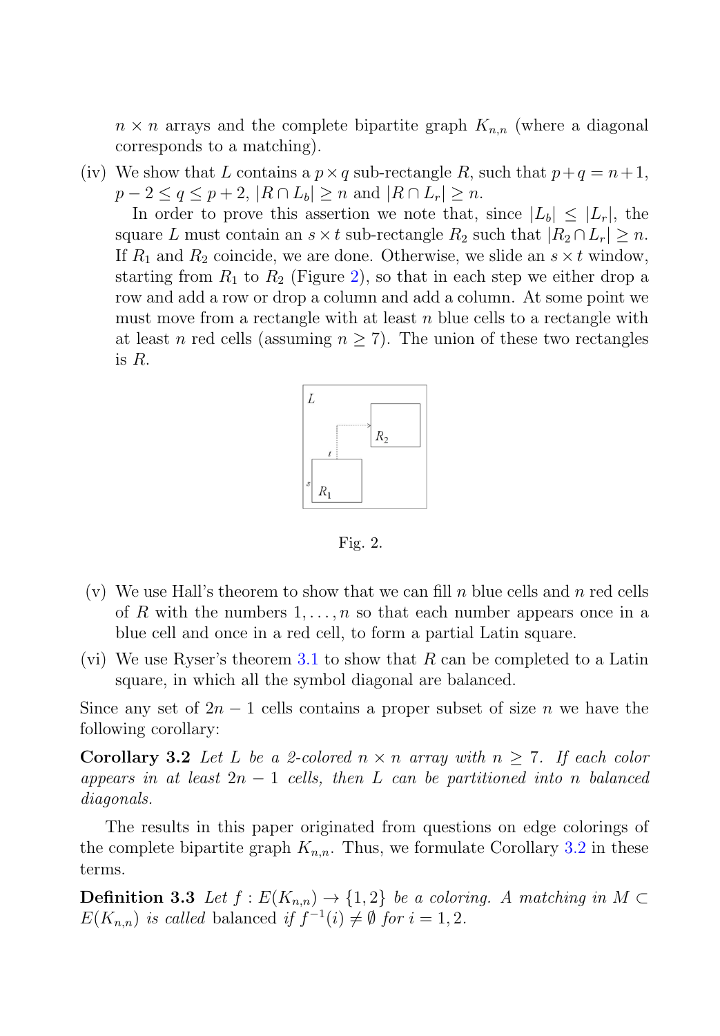$n \times n$ arrays and the complete bipartite graph $K_{n,n}$ (where a diagonal corresponds to a matching).

(iv) We show that $L$ contains a $p \times q$ sub-rectangle $R$, such that $p+q = n+1$, $p-2 \leq q \leq p+2$, $|R \cap L_b| \geq n$ and $|R \cap L_r| \geq n$.

In order to prove this assertion we note that, since $|L_b| \leq |L_r|$, the square $L$ must contain an $s \times t$ sub-rectangle $R_2$ such that $|R_2 \cap L_r| \geq n$. If $R_1$ and $R_2$ coincide, we are done. Otherwise, we slide an $s \times t$ window, starting from $R_1$ to $R_2$ (Figure 2), so that in each step we either drop a row and add a row or drop a column and add a column. At some point we must move from a rectangle with at least $n$ blue cells to a rectangle with at least $n$ red cells (assuming $n \geq 7$). The union of these two rectangles is $R$.

Fig. 2.

(v) We use Hall's theorem to show that we can fill $n$ blue cells and $n$ red cells of $R$ with the numbers $1, \ldots, n$ so that each number appears once in a blue cell and once in a red cell, to form a partial Latin square.

(vi) We use Ryser's theorem 3.1 to show that $R$ can be completed to a Latin square, in which all the symbol diagonal are balanced.

Since any set of $2n-1$ cells contains a proper subset of size $n$ we have the following corollary:

**Corollary 3.2** *Let $L$ be a 2-colored $n \times n$ array with $n \geq 7$. If each color appears in at least $2n-1$ cells, then $L$ can be partitioned into $n$ balanced diagonals.*

The results in this paper originated from questions on edge colorings of the complete bipartite graph $K_{n,n}$. Thus, we formulate Corollary 3.2 in these terms.

**Definition 3.3** *Let $f : E(K_{n,n}) \to \{1,2\}$ be a coloring. A matching in $M \subset E(K_{n,n})$ is called* balanced *if $f^{-1}(i) \neq \emptyset$ for $i = 1, 2$.*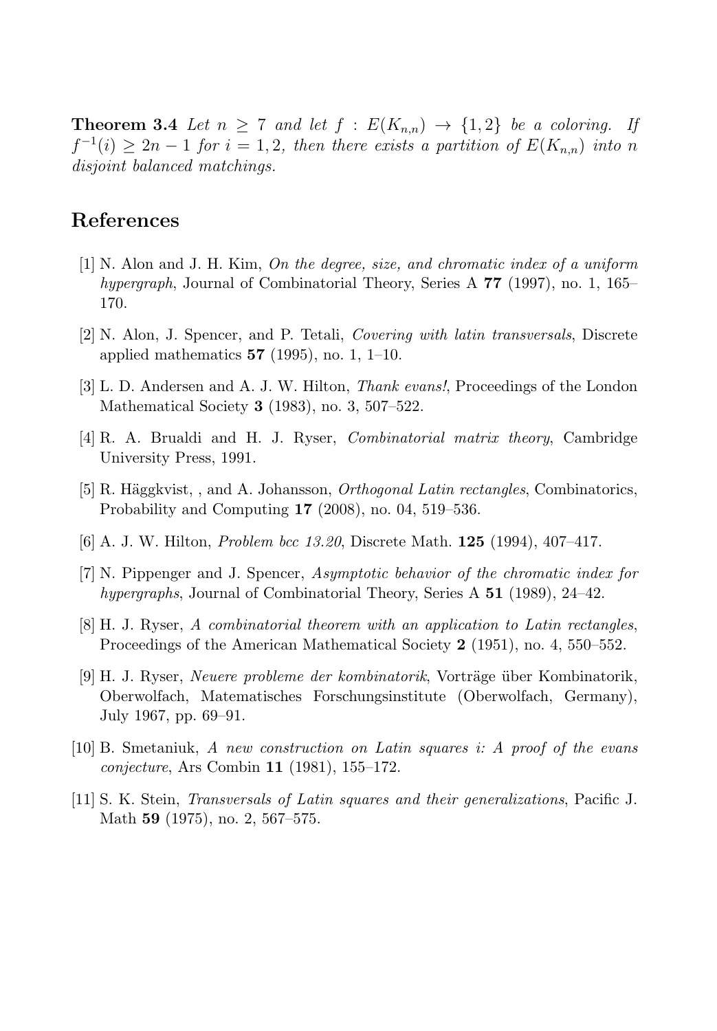**Theorem 3.4** *Let $n \geq 7$ and let $f : E(K_{n,n}) \to \{1, 2\}$ be a coloring. If $f^{-1}(i) \geq 2n - 1$ for $i = 1, 2$, then there exists a partition of $E(K_{n,n})$ into $n$ disjoint balanced matchings.*

## References

[1] N. Alon and J. H. Kim, *On the degree, size, and chromatic index of a uniform hypergraph*, Journal of Combinatorial Theory, Series A **77** (1997), no. 1, 165–170.

[2] N. Alon, J. Spencer, and P. Tetali, *Covering with latin transversals*, Discrete applied mathematics **57** (1995), no. 1, 1–10.

[3] L. D. Andersen and A. J. W. Hilton, *Thank evans!*, Proceedings of the London Mathematical Society **3** (1983), no. 3, 507–522.

[4] R. A. Brualdi and H. J. Ryser, *Combinatorial matrix theory*, Cambridge University Press, 1991.

[5] R. Häggkvist, , and A. Johansson, *Orthogonal Latin rectangles*, Combinatorics, Probability and Computing **17** (2008), no. 04, 519–536.

[6] A. J. W. Hilton, *Problem bcc 13.20*, Discrete Math. **125** (1994), 407–417.

[7] N. Pippenger and J. Spencer, *Asymptotic behavior of the chromatic index for hypergraphs*, Journal of Combinatorial Theory, Series A **51** (1989), 24–42.

[8] H. J. Ryser, *A combinatorial theorem with an application to Latin rectangles*, Proceedings of the American Mathematical Society **2** (1951), no. 4, 550–552.

[9] H. J. Ryser, *Neuere probleme der kombinatorik*, Vorträge über Kombinatorik, Oberwolfach, Matematisches Forschungsinstitute (Oberwolfach, Germany), July 1967, pp. 69–91.

[10] B. Smetaniuk, *A new construction on Latin squares i: A proof of the evans conjecture*, Ars Combin **11** (1981), 155–172.

[11] S. K. Stein, *Transversals of Latin squares and their generalizations*, Pacific J. Math **59** (1975), no. 2, 567–575.